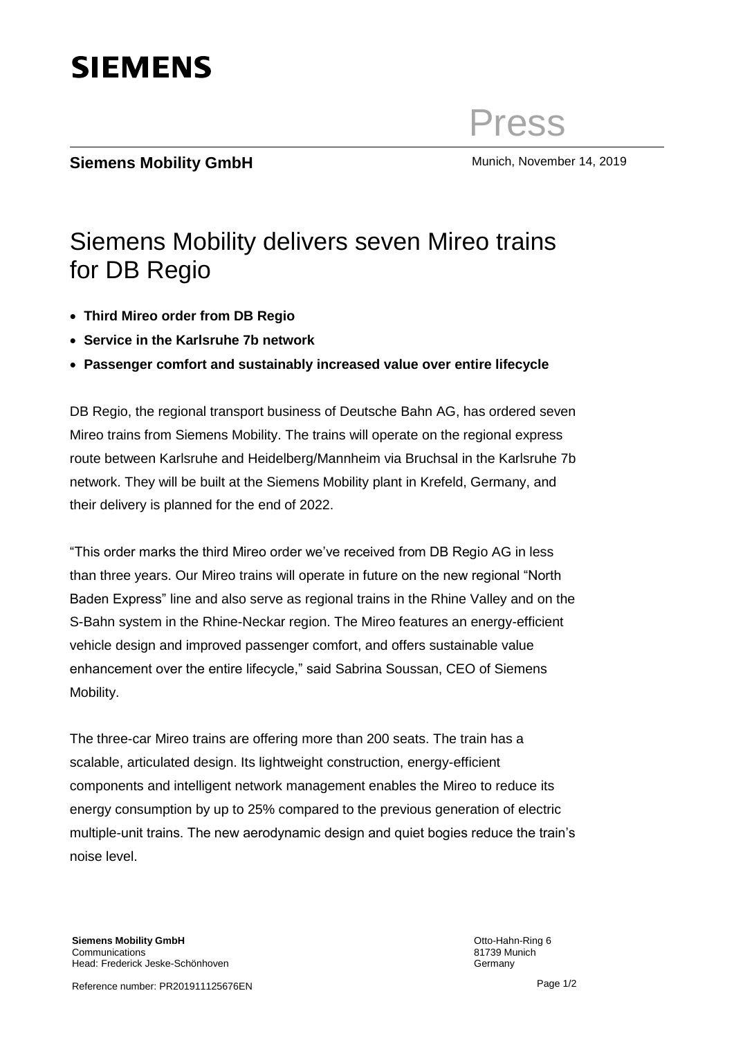# SIEMENS

Press

**Siemens Mobility GmbH**

Munich, November 14, 2019

# Siemens Mobility delivers seven Mireo trains for DB Regio

- **Third Mireo order from DB Regio**
- **Service in the Karlsruhe 7b network**
- **Passenger comfort and sustainably increased value over entire lifecycle**

DB Regio, the regional transport business of Deutsche Bahn AG, has ordered seven Mireo trains from Siemens Mobility. The trains will operate on the regional express route between Karlsruhe and Heidelberg/Mannheim via Bruchsal in the Karlsruhe 7b network. They will be built at the Siemens Mobility plant in Krefeld, Germany, and their delivery is planned for the end of 2022.

"This order marks the third Mireo order we've received from DB Regio AG in less than three years. Our Mireo trains will operate in future on the new regional "North Baden Express" line and also serve as regional trains in the Rhine Valley and on the S-Bahn system in the Rhine-Neckar region. The Mireo features an energy-efficient vehicle design and improved passenger comfort, and offers sustainable value enhancement over the entire lifecycle," said Sabrina Soussan, CEO of Siemens Mobility.

The three-car Mireo trains are offering more than 200 seats. The train has a scalable, articulated design. Its lightweight construction, energy-efficient components and intelligent network management enables the Mireo to reduce its energy consumption by up to 25% compared to the previous generation of electric multiple-unit trains. The new aerodynamic design and quiet bogies reduce the train's noise level.

**Siemens Mobility GmbH**
Communications
Head: Frederick Jeske-Schönhoven

Otto-Hahn-Ring 6
81739 Munich
Germany

Reference number: PR201911125676EN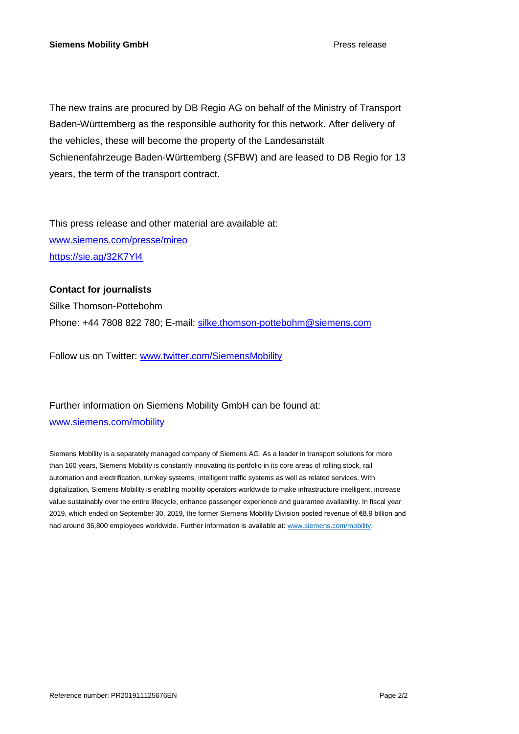The new trains are procured by DB Regio AG on behalf of the Ministry of Transport Baden-Württemberg as the responsible authority for this network. After delivery of the vehicles, these will become the property of the Landesanstalt Schienenfahrzeuge Baden-Württemberg (SFBW) and are leased to DB Regio for 13 years, the term of the transport contract.

This press release and other material are available at:
www.siemens.com/presse/mireo
https://sie.ag/32K7Yl4

**Contact for journalists**
Silke Thomson-Pottebohm
Phone: +44 7808 822 780; E-mail: silke.thomson-pottebohm@siemens.com

Follow us on Twitter: www.twitter.com/SiemensMobility

Further information on Siemens Mobility GmbH can be found at:
www.siemens.com/mobility

Siemens Mobility is a separately managed company of Siemens AG. As a leader in transport solutions for more than 160 years, Siemens Mobility is constantly innovating its portfolio in its core areas of rolling stock, rail automation and electrification, turnkey systems, intelligent traffic systems as well as related services. With digitalization, Siemens Mobility is enabling mobility operators worldwide to make infrastructure intelligent, increase value sustainably over the entire lifecycle, enhance passenger experience and guarantee availability. In fiscal year 2019, which ended on September 30, 2019, the former Siemens Mobility Division posted revenue of €8.9 billion and had around 36,800 employees worldwide. Further information is available at: www.siemens.com/mobility.

Reference number: PR201911125676EN